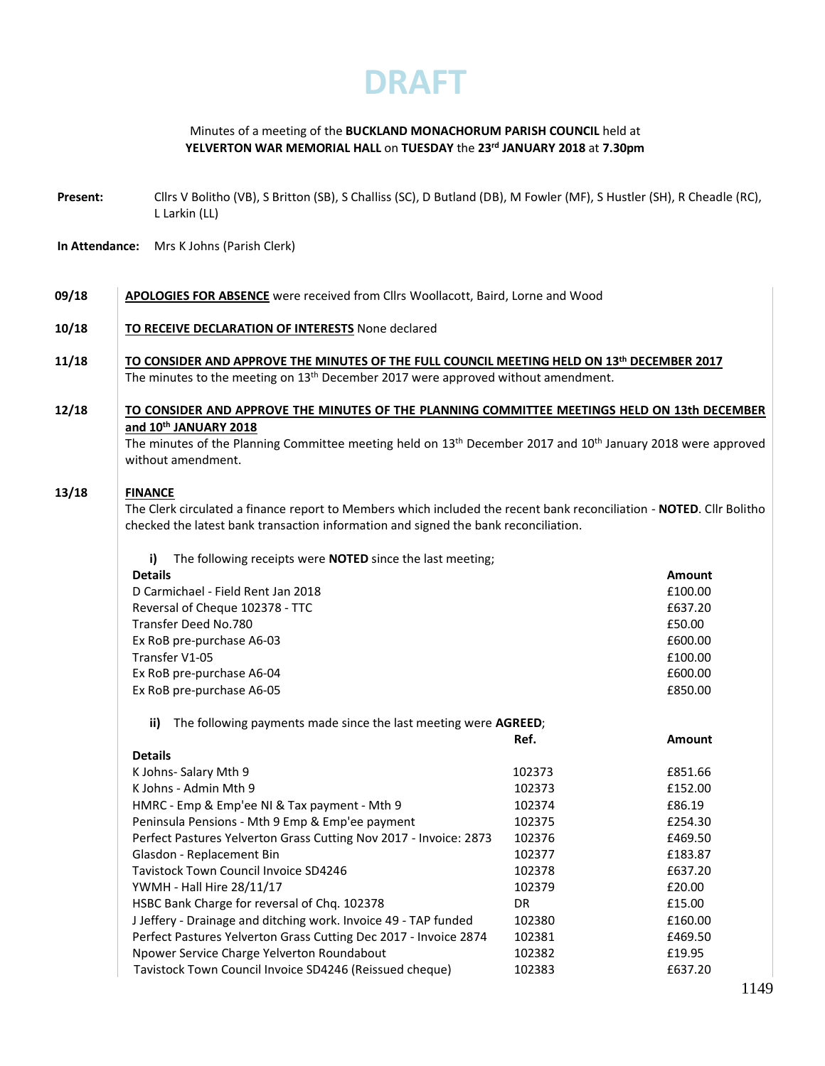# DRAFT

Minutes of a meeting of the **BUCKLAND MONACHORUM PARISH COUNCIL** held at **YELVERTON WAR MEMORIAL HALL** on **TUESDAY** the **23rd JANUARY 2018** at **7.30pm**

**Present:** Cllrs V Bolitho (VB), S Britton (SB), S Challiss (SC), D Butland (DB), M Fowler (MF), S Hustler (SH), R Cheadle (RC), L Larkin (LL)

**In Attendance:** Mrs K Johns (Parish Clerk)

**09/18** **APOLOGIES FOR ABSENCE** were received from Cllrs Woollacott, Baird, Lorne and Wood

**10/18** **TO RECEIVE DECLARATION OF INTERESTS** None declared

**11/18** **TO CONSIDER AND APPROVE THE MINUTES OF THE FULL COUNCIL MEETING HELD ON 13th DECEMBER 2017**
The minutes to the meeting on 13th December 2017 were approved without amendment.

**12/18** **TO CONSIDER AND APPROVE THE MINUTES OF THE PLANNING COMMITTEE MEETINGS HELD ON 13th DECEMBER and 10th JANUARY 2018**
The minutes of the Planning Committee meeting held on 13th December 2017 and 10th January 2018 were approved without amendment.

**13/18** **FINANCE**
The Clerk circulated a finance report to Members which included the recent bank reconciliation - **NOTED**. Cllr Bolitho checked the latest bank transaction information and signed the bank reconciliation.

**i)** The following receipts were **NOTED** since the last meeting;

| Details | Amount |
|---|---|
| D Carmichael - Field Rent Jan 2018 | £100.00 |
| Reversal of Cheque 102378 - TTC | £637.20 |
| Transfer Deed No.780 | £50.00 |
| Ex RoB pre-purchase A6-03 | £600.00 |
| Transfer V1-05 | £100.00 |
| Ex RoB pre-purchase A6-04 | £600.00 |
| Ex RoB pre-purchase A6-05 | £850.00 |

**ii)** The following payments made since the last meeting were **AGREED**;

| Details | Ref. | Amount |
|---|---|---|
| K Johns- Salary Mth 9 | 102373 | £851.66 |
| K Johns - Admin Mth 9 | 102373 | £152.00 |
| HMRC - Emp & Emp'ee NI & Tax payment - Mth 9 | 102374 | £86.19 |
| Peninsula Pensions - Mth 9 Emp & Emp'ee payment | 102375 | £254.30 |
| Perfect Pastures Yelverton Grass Cutting Nov 2017 - Invoice: 2873 | 102376 | £469.50 |
| Glasdon - Replacement Bin | 102377 | £183.87 |
| Tavistock Town Council Invoice SD4246 | 102378 | £637.20 |
| YWMH - Hall Hire 28/11/17 | 102379 | £20.00 |
| HSBC Bank Charge for reversal of Chq. 102378 | DR | £15.00 |
| J Jeffery - Drainage and ditching work. Invoice 49 - TAP funded | 102380 | £160.00 |
| Perfect Pastures Yelverton Grass Cutting Dec 2017 - Invoice 2874 | 102381 | £469.50 |
| Npower Service Charge Yelverton Roundabout | 102382 | £19.95 |
| Tavistock Town Council Invoice SD4246 (Reissued cheque) | 102383 | £637.20 |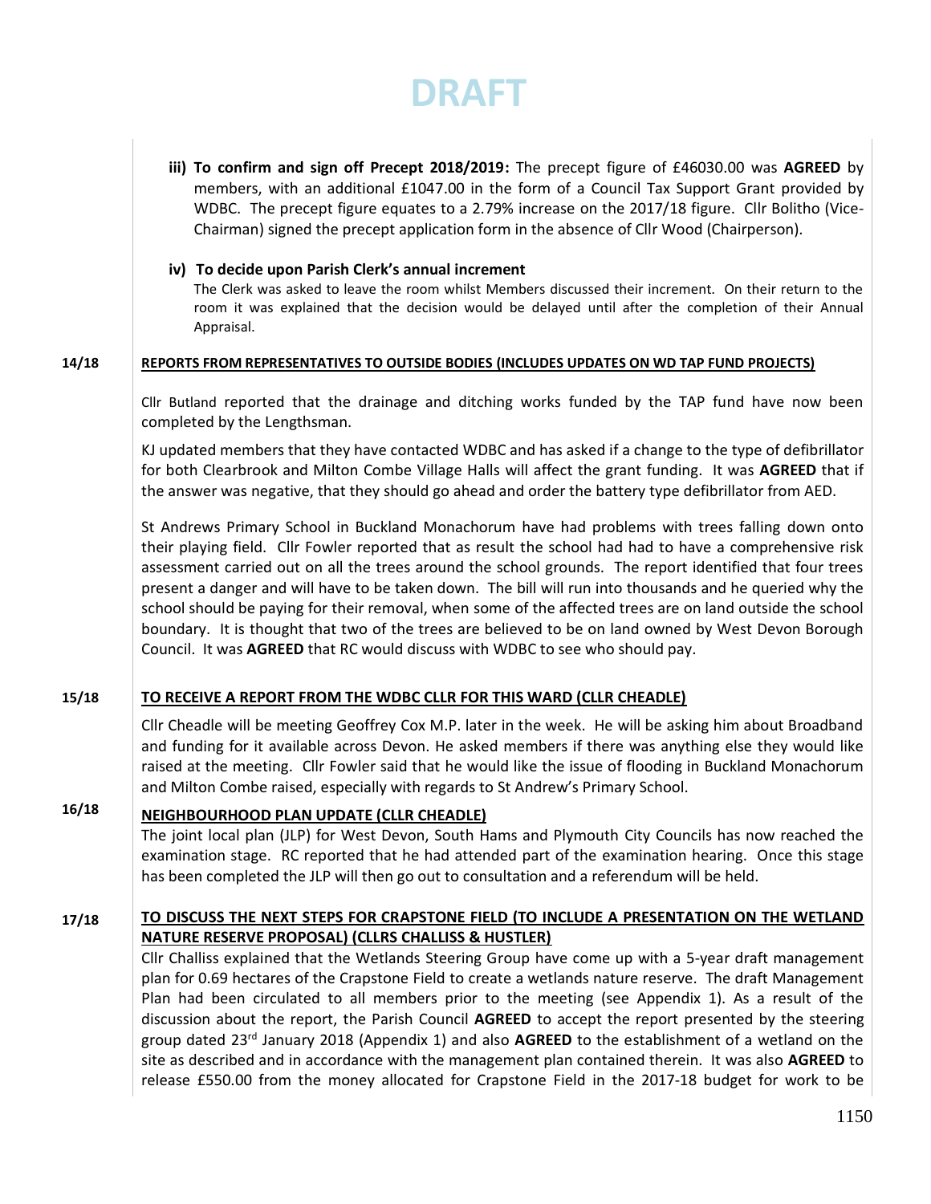DRAFT

iii) **To confirm and sign off Precept 2018/2019:** The precept figure of £46030.00 was **AGREED** by members, with an additional £1047.00 in the form of a Council Tax Support Grant provided by WDBC. The precept figure equates to a 2.79% increase on the 2017/18 figure. Cllr Bolitho (Vice-Chairman) signed the precept application form in the absence of Cllr Wood (Chairperson).

iv) **To decide upon Parish Clerk's annual increment**

The Clerk was asked to leave the room whilst Members discussed their increment. On their return to the room it was explained that the decision would be delayed until after the completion of their Annual Appraisal.

**14/18 REPORTS FROM REPRESENTATIVES TO OUTSIDE BODIES (INCLUDES UPDATES ON WD TAP FUND PROJECTS)**

Cllr Butland reported that the drainage and ditching works funded by the TAP fund have now been completed by the Lengthsman.

KJ updated members that they have contacted WDBC and has asked if a change to the type of defibrillator for both Clearbrook and Milton Combe Village Halls will affect the grant funding. It was **AGREED** that if the answer was negative, that they should go ahead and order the battery type defibrillator from AED.

St Andrews Primary School in Buckland Monachorum have had problems with trees falling down onto their playing field. Cllr Fowler reported that as result the school had had to have a comprehensive risk assessment carried out on all the trees around the school grounds. The report identified that four trees present a danger and will have to be taken down. The bill will run into thousands and he queried why the school should be paying for their removal, when some of the affected trees are on land outside the school boundary. It is thought that two of the trees are believed to be on land owned by West Devon Borough Council. It was **AGREED** that RC would discuss with WDBC to see who should pay.

**15/18 TO RECEIVE A REPORT FROM THE WDBC CLLR FOR THIS WARD (CLLR CHEADLE)**

Cllr Cheadle will be meeting Geoffrey Cox M.P. later in the week. He will be asking him about Broadband and funding for it available across Devon. He asked members if there was anything else they would like raised at the meeting. Cllr Fowler said that he would like the issue of flooding in Buckland Monachorum and Milton Combe raised, especially with regards to St Andrew's Primary School.

**16/18 NEIGHBOURHOOD PLAN UPDATE (CLLR CHEADLE)**

The joint local plan (JLP) for West Devon, South Hams and Plymouth City Councils has now reached the examination stage. RC reported that he had attended part of the examination hearing. Once this stage has been completed the JLP will then go out to consultation and a referendum will be held.

**17/18 TO DISCUSS THE NEXT STEPS FOR CRAPSTONE FIELD (TO INCLUDE A PRESENTATION ON THE WETLAND NATURE RESERVE PROPOSAL) (CLLRS CHALLISS & HUSTLER)**

Cllr Challiss explained that the Wetlands Steering Group have come up with a 5-year draft management plan for 0.69 hectares of the Crapstone Field to create a wetlands nature reserve. The draft Management Plan had been circulated to all members prior to the meeting (see Appendix 1). As a result of the discussion about the report, the Parish Council **AGREED** to accept the report presented by the steering group dated 23rd January 2018 (Appendix 1) and also **AGREED** to the establishment of a wetland on the site as described and in accordance with the management plan contained therein. It was also **AGREED** to release £550.00 from the money allocated for Crapstone Field in the 2017-18 budget for work to be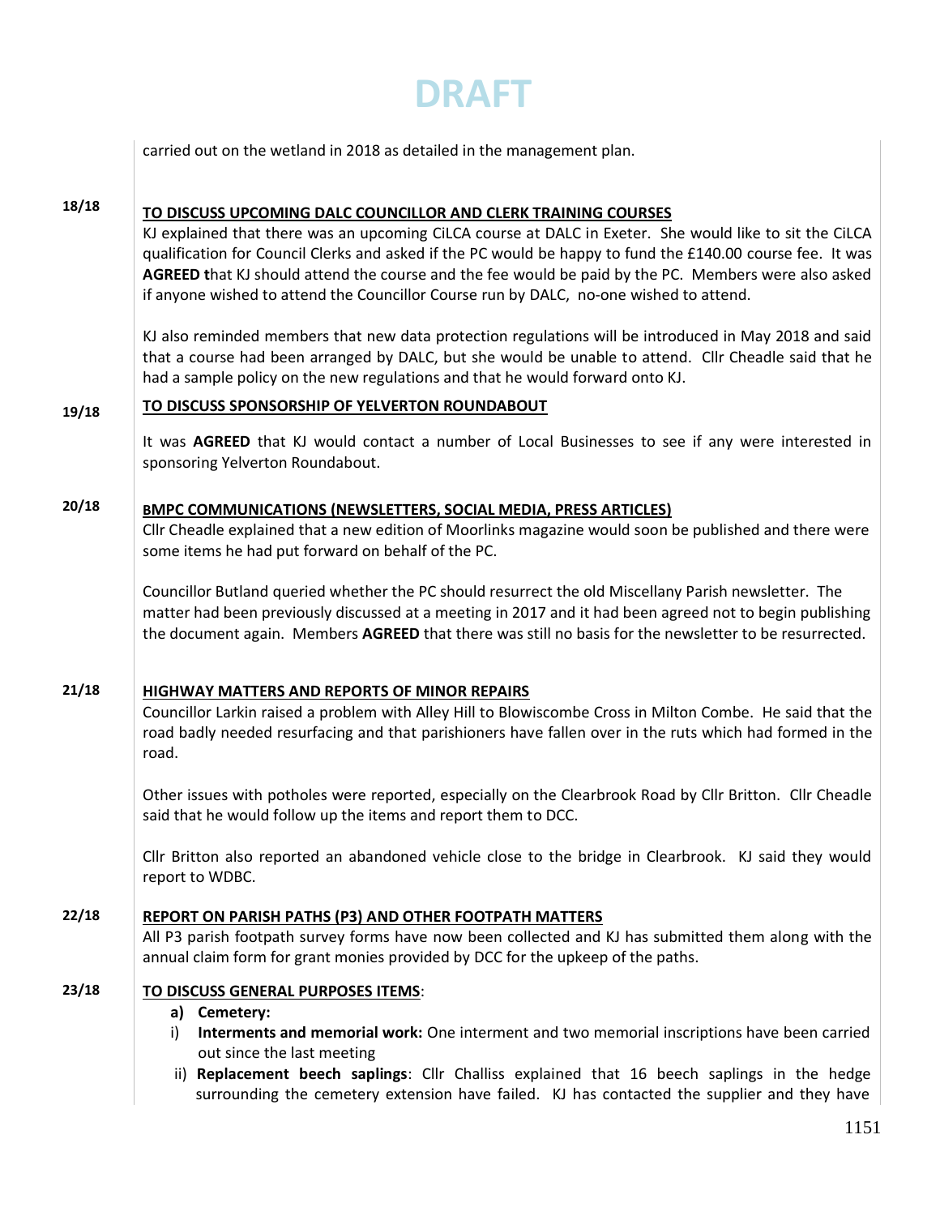DRAFT

carried out on the wetland in 2018 as detailed in the management plan.

**18/18** **TO DISCUSS UPCOMING DALC COUNCILLOR AND CLERK TRAINING COURSES**

KJ explained that there was an upcoming CiLCA course at DALC in Exeter. She would like to sit the CiLCA qualification for Council Clerks and asked if the PC would be happy to fund the £140.00 course fee. It was **AGREED t**hat KJ should attend the course and the fee would be paid by the PC. Members were also asked if anyone wished to attend the Councillor Course run by DALC, no-one wished to attend.

KJ also reminded members that new data protection regulations will be introduced in May 2018 and said that a course had been arranged by DALC, but she would be unable to attend. Cllr Cheadle said that he had a sample policy on the new regulations and that he would forward onto KJ.

**19/18** **TO DISCUSS SPONSORSHIP OF YELVERTON ROUNDABOUT**

It was **AGREED** that KJ would contact a number of Local Businesses to see if any were interested in sponsoring Yelverton Roundabout.

**20/18** **BMPC COMMUNICATIONS (NEWSLETTERS, SOCIAL MEDIA, PRESS ARTICLES)**

Cllr Cheadle explained that a new edition of Moorlinks magazine would soon be published and there were some items he had put forward on behalf of the PC.

Councillor Butland queried whether the PC should resurrect the old Miscellany Parish newsletter. The matter had been previously discussed at a meeting in 2017 and it had been agreed not to begin publishing the document again. Members **AGREED** that there was still no basis for the newsletter to be resurrected.

**21/18** **HIGHWAY MATTERS AND REPORTS OF MINOR REPAIRS**

Councillor Larkin raised a problem with Alley Hill to Blowiscombe Cross in Milton Combe. He said that the road badly needed resurfacing and that parishioners have fallen over in the ruts which had formed in the road.

Other issues with potholes were reported, especially on the Clearbrook Road by Cllr Britton. Cllr Cheadle said that he would follow up the items and report them to DCC.

Cllr Britton also reported an abandoned vehicle close to the bridge in Clearbrook. KJ said they would report to WDBC.

**22/18** **REPORT ON PARISH PATHS (P3) AND OTHER FOOTPATH MATTERS**

All P3 parish footpath survey forms have now been collected and KJ has submitted them along with the annual claim form for grant monies provided by DCC for the upkeep of the paths.

**23/18** **TO DISCUSS GENERAL PURPOSES ITEMS**:

**a) Cemetery:**

i) **Interments and memorial work:** One interment and two memorial inscriptions have been carried out since the last meeting

ii) **Replacement beech saplings**: Cllr Challiss explained that 16 beech saplings in the hedge surrounding the cemetery extension have failed. KJ has contacted the supplier and they have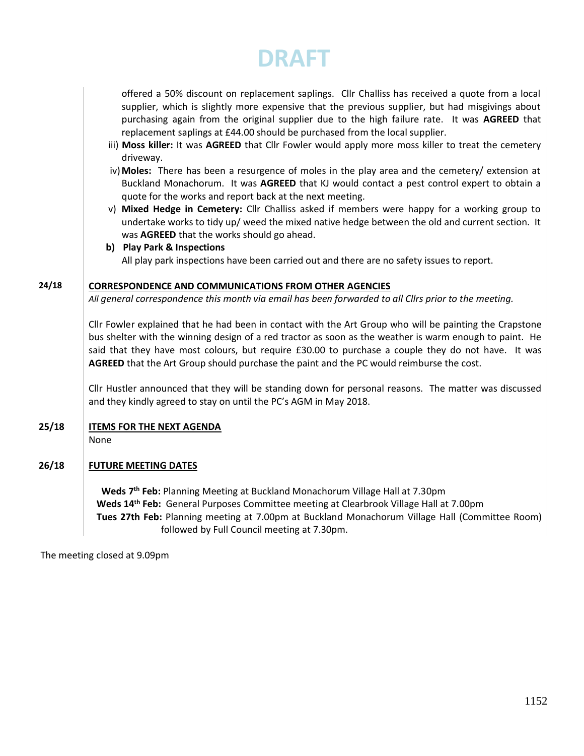DRAFT

offered a 50% discount on replacement saplings. Cllr Challiss has received a quote from a local supplier, which is slightly more expensive that the previous supplier, but had misgivings about purchasing again from the original supplier due to the high failure rate. It was **AGREED** that replacement saplings at £44.00 should be purchased from the local supplier.

iii) **Moss killer:** It was **AGREED** that Cllr Fowler would apply more moss killer to treat the cemetery driveway.

iv) **Moles:** There has been a resurgence of moles in the play area and the cemetery/ extension at Buckland Monachorum. It was **AGREED** that KJ would contact a pest control expert to obtain a quote for the works and report back at the next meeting.

v) **Mixed Hedge in Cemetery:** Cllr Challiss asked if members were happy for a working group to undertake works to tidy up/ weed the mixed native hedge between the old and current section. It was **AGREED** that the works should go ahead.

**b) Play Park & Inspections**

All play park inspections have been carried out and there are no safety issues to report.

**24/18** **CORRESPONDENCE AND COMMUNICATIONS FROM OTHER AGENCIES**

*All general correspondence this month via email has been forwarded to all Cllrs prior to the meeting.*

Cllr Fowler explained that he had been in contact with the Art Group who will be painting the Crapstone bus shelter with the winning design of a red tractor as soon as the weather is warm enough to paint. He said that they have most colours, but require £30.00 to purchase a couple they do not have. It was **AGREED** that the Art Group should purchase the paint and the PC would reimburse the cost.

Cllr Hustler announced that they will be standing down for personal reasons. The matter was discussed and they kindly agreed to stay on until the PC's AGM in May 2018.

**25/18** **ITEMS FOR THE NEXT AGENDA**

None

**26/18** **FUTURE MEETING DATES**

**Weds 7th Feb:** Planning Meeting at Buckland Monachorum Village Hall at 7.30pm
**Weds 14th Feb:** General Purposes Committee meeting at Clearbrook Village Hall at 7.00pm
**Tues 27th Feb:** Planning meeting at 7.00pm at Buckland Monachorum Village Hall (Committee Room) followed by Full Council meeting at 7.30pm.

The meeting closed at 9.09pm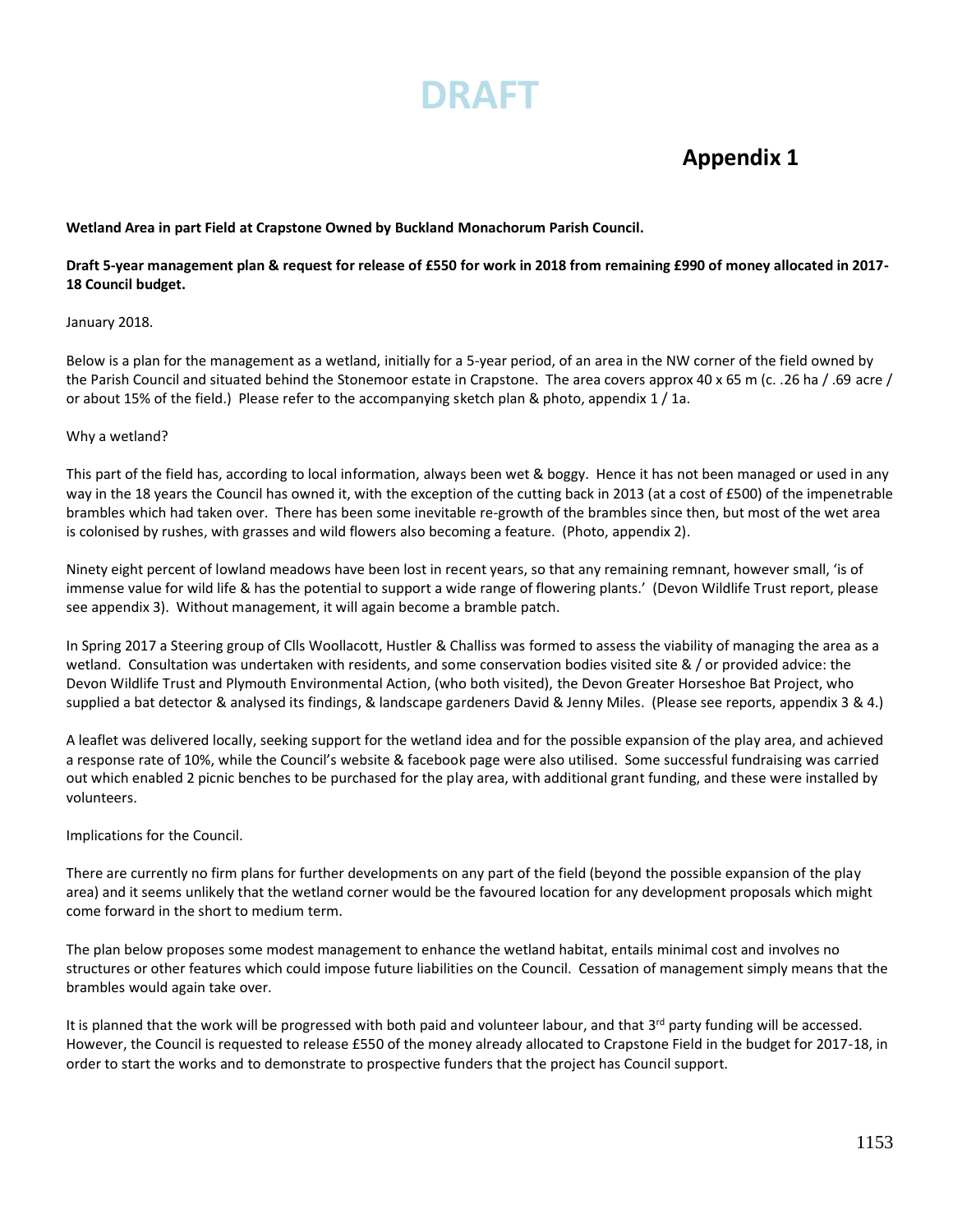# DRAFT

## Appendix 1

**Wetland Area in part Field at Crapstone Owned by Buckland Monachorum Parish Council.**

**Draft 5-year management plan & request for release of £550 for work in 2018 from remaining £990 of money allocated in 2017-18 Council budget.**

January 2018.

Below is a plan for the management as a wetland, initially for a 5-year period, of an area in the NW corner of the field owned by the Parish Council and situated behind the Stonemoor estate in Crapstone. The area covers approx 40 x 65 m (c. .26 ha / .69 acre / or about 15% of the field.) Please refer to the accompanying sketch plan & photo, appendix 1 / 1a.

Why a wetland?

This part of the field has, according to local information, always been wet & boggy. Hence it has not been managed or used in any way in the 18 years the Council has owned it, with the exception of the cutting back in 2013 (at a cost of £500) of the impenetrable brambles which had taken over. There has been some inevitable re-growth of the brambles since then, but most of the wet area is colonised by rushes, with grasses and wild flowers also becoming a feature. (Photo, appendix 2).

Ninety eight percent of lowland meadows have been lost in recent years, so that any remaining remnant, however small, 'is of immense value for wild life & has the potential to support a wide range of flowering plants.' (Devon Wildlife Trust report, please see appendix 3). Without management, it will again become a bramble patch.

In Spring 2017 a Steering group of Clls Woollacott, Hustler & Challiss was formed to assess the viability of managing the area as a wetland. Consultation was undertaken with residents, and some conservation bodies visited site & / or provided advice: the Devon Wildlife Trust and Plymouth Environmental Action, (who both visited), the Devon Greater Horseshoe Bat Project, who supplied a bat detector & analysed its findings, & landscape gardeners David & Jenny Miles. (Please see reports, appendix 3 & 4.)

A leaflet was delivered locally, seeking support for the wetland idea and for the possible expansion of the play area, and achieved a response rate of 10%, while the Council's website & facebook page were also utilised. Some successful fundraising was carried out which enabled 2 picnic benches to be purchased for the play area, with additional grant funding, and these were installed by volunteers.

Implications for the Council.

There are currently no firm plans for further developments on any part of the field (beyond the possible expansion of the play area) and it seems unlikely that the wetland corner would be the favoured location for any development proposals which might come forward in the short to medium term.

The plan below proposes some modest management to enhance the wetland habitat, entails minimal cost and involves no structures or other features which could impose future liabilities on the Council. Cessation of management simply means that the brambles would again take over.

It is planned that the work will be progressed with both paid and volunteer labour, and that 3rd party funding will be accessed. However, the Council is requested to release £550 of the money already allocated to Crapstone Field in the budget for 2017-18, in order to start the works and to demonstrate to prospective funders that the project has Council support.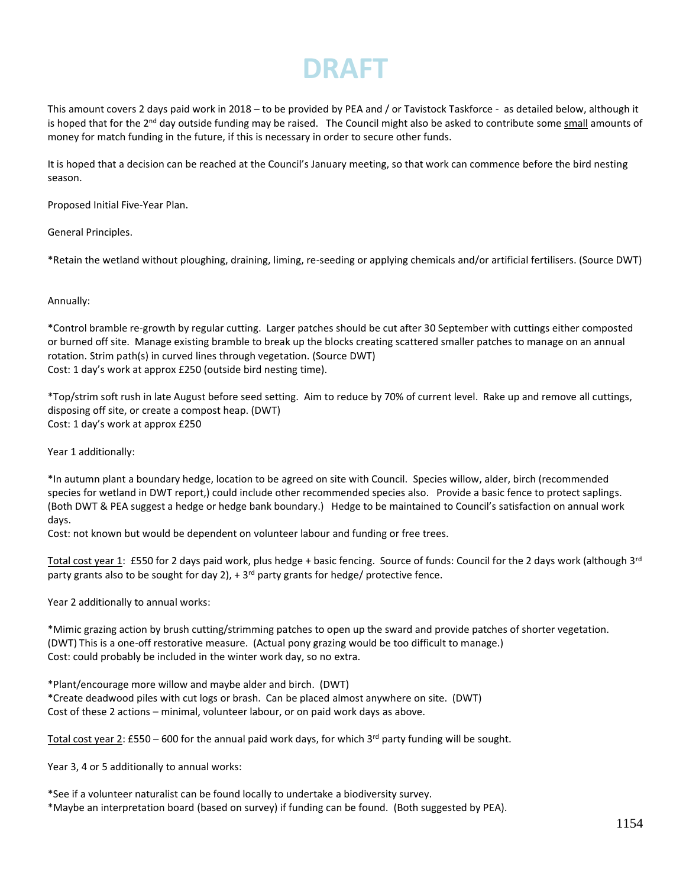# DRAFT

This amount covers 2 days paid work in 2018 – to be provided by PEA and / or Tavistock Taskforce - as detailed below, although it is hoped that for the 2nd day outside funding may be raised. The Council might also be asked to contribute some <u>small</u> amounts of money for match funding in the future, if this is necessary in order to secure other funds.

It is hoped that a decision can be reached at the Council's January meeting, so that work can commence before the bird nesting season.

Proposed Initial Five-Year Plan.

General Principles.

*Retain the wetland without ploughing, draining, liming, re-seeding or applying chemicals and/or artificial fertilisers. (Source DWT)

Annually:

*Control bramble re-growth by regular cutting. Larger patches should be cut after 30 September with cuttings either composted or burned off site. Manage existing bramble to break up the blocks creating scattered smaller patches to manage on an annual rotation. Strim path(s) in curved lines through vegetation. (Source DWT)
Cost: 1 day's work at approx £250 (outside bird nesting time).

*Top/strim soft rush in late August before seed setting. Aim to reduce by 70% of current level. Rake up and remove all cuttings, disposing off site, or create a compost heap. (DWT)
Cost: 1 day's work at approx £250

Year 1 additionally:

*In autumn plant a boundary hedge, location to be agreed on site with Council. Species willow, alder, birch (recommended species for wetland in DWT report,) could include other recommended species also. Provide a basic fence to protect saplings. (Both DWT & PEA suggest a hedge or hedge bank boundary.) Hedge to be maintained to Council's satisfaction on annual work days.
Cost: not known but would be dependent on volunteer labour and funding or free trees.

<u>Total cost year 1</u>: £550 for 2 days paid work, plus hedge + basic fencing. Source of funds: Council for the 2 days work (although 3rd party grants also to be sought for day 2), + 3rd party grants for hedge/ protective fence.

Year 2 additionally to annual works:

*Mimic grazing action by brush cutting/strimming patches to open up the sward and provide patches of shorter vegetation. (DWT) This is a one-off restorative measure. (Actual pony grazing would be too difficult to manage.)
Cost: could probably be included in the winter work day, so no extra.

*Plant/encourage more willow and maybe alder and birch. (DWT)
*Create deadwood piles with cut logs or brash. Can be placed almost anywhere on site. (DWT)
Cost of these 2 actions – minimal, volunteer labour, or on paid work days as above.

<u>Total cost year 2</u>: £550 – 600 for the annual paid work days, for which 3rd party funding will be sought.

Year 3, 4 or 5 additionally to annual works:

*See if a volunteer naturalist can be found locally to undertake a biodiversity survey.
*Maybe an interpretation board (based on survey) if funding can be found. (Both suggested by PEA).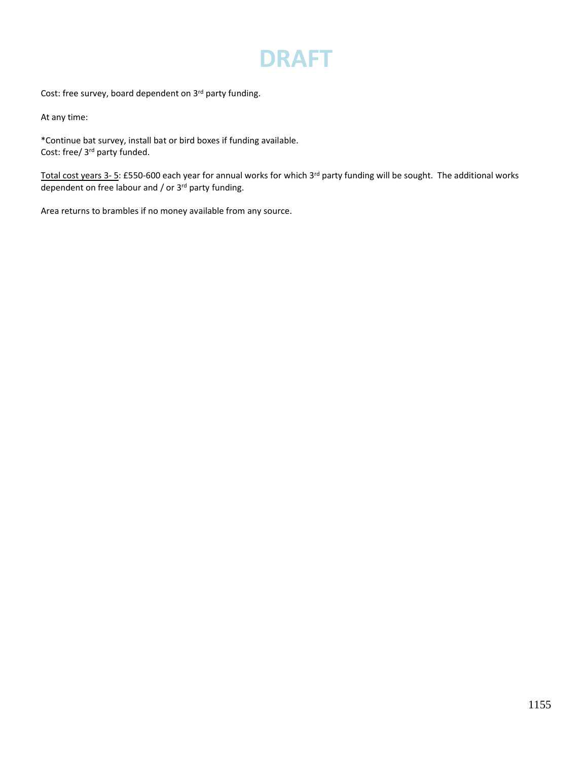DRAFT

Cost: free survey, board dependent on 3rd party funding.

At any time:

*Continue bat survey, install bat or bird boxes if funding available.
Cost: free/ 3rd party funded.

Total cost years 3- 5: £550-600 each year for annual works for which 3rd party funding will be sought. The additional works dependent on free labour and / or 3rd party funding.

Area returns to brambles if no money available from any source.